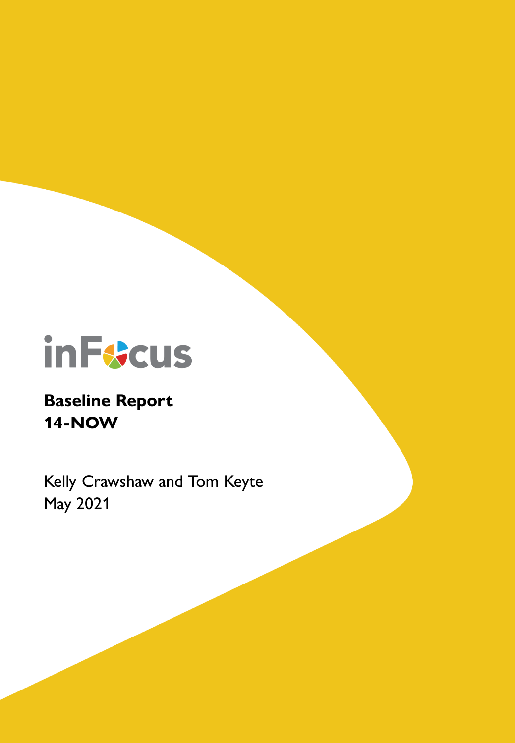inFocus

# Baseline Report
# 14-NOW

Kelly Crawshaw and Tom Keyte
May 2021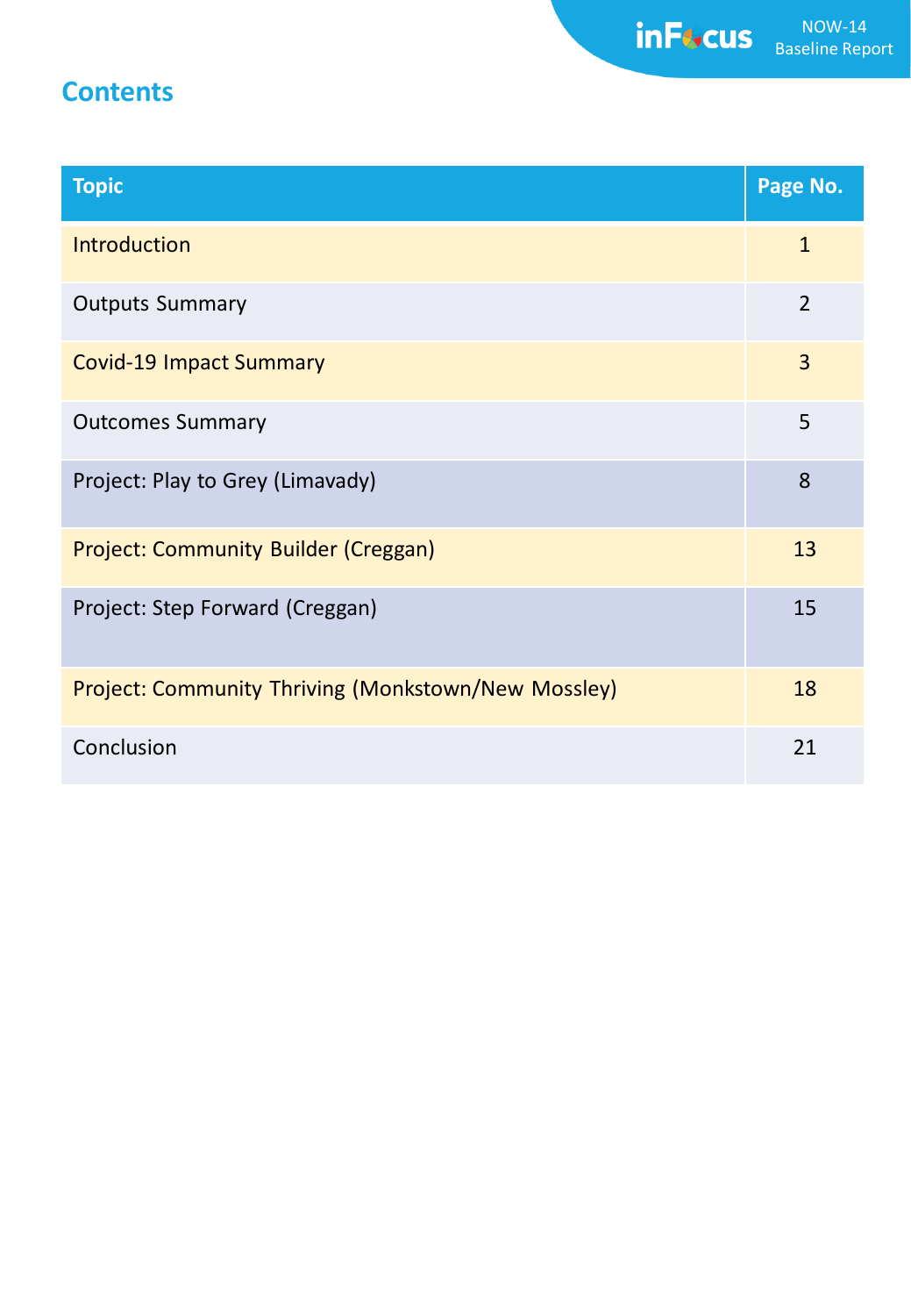# Contents

| Topic | Page No. |
|---|---|
| Introduction | 1 |
| Outputs Summary | 2 |
| Covid-19 Impact Summary | 3 |
| Outcomes Summary | 5 |
| Project: Play to Grey (Limavady) | 8 |
| Project: Community Builder (Creggan) | 13 |
| Project: Step Forward (Creggan) | 15 |
| Project: Community Thriving (Monkstown/New Mossley) | 18 |
| Conclusion | 21 |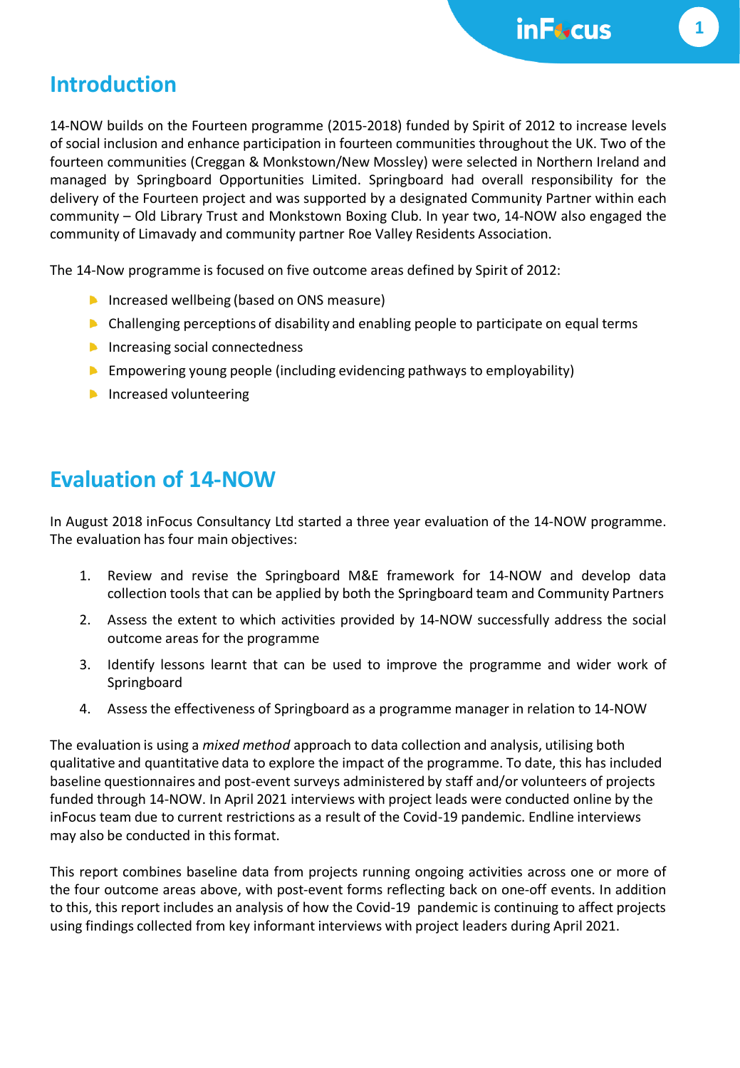## Introduction

14-NOW builds on the Fourteen programme (2015-2018) funded by Spirit of 2012 to increase levels of social inclusion and enhance participation in fourteen communities throughout the UK. Two of the fourteen communities (Creggan & Monkstown/New Mossley) were selected in Northern Ireland and managed by Springboard Opportunities Limited. Springboard had overall responsibility for the delivery of the Fourteen project and was supported by a designated Community Partner within each community – Old Library Trust and Monkstown Boxing Club. In year two, 14-NOW also engaged the community of Limavady and community partner Roe Valley Residents Association.

The 14-Now programme is focused on five outcome areas defined by Spirit of 2012:

- Increased wellbeing (based on ONS measure)
- Challenging perceptions of disability and enabling people to participate on equal terms
- Increasing social connectedness
- Empowering young people (including evidencing pathways to employability)
- Increased volunteering

## Evaluation of 14-NOW

In August 2018 inFocus Consultancy Ltd started a three year evaluation of the 14-NOW programme. The evaluation has four main objectives:

1. Review and revise the Springboard M&E framework for 14-NOW and develop data collection tools that can be applied by both the Springboard team and Community Partners
2. Assess the extent to which activities provided by 14-NOW successfully address the social outcome areas for the programme
3. Identify lessons learnt that can be used to improve the programme and wider work of Springboard
4. Assess the effectiveness of Springboard as a programme manager in relation to 14-NOW

The evaluation is using a *mixed method* approach to data collection and analysis, utilising both qualitative and quantitative data to explore the impact of the programme. To date, this has included baseline questionnaires and post-event surveys administered by staff and/or volunteers of projects funded through 14-NOW. In April 2021 interviews with project leads were conducted online by the inFocus team due to current restrictions as a result of the Covid-19 pandemic. Endline interviews may also be conducted in this format.

This report combines baseline data from projects running ongoing activities across one or more of the four outcome areas above, with post-event forms reflecting back on one-off events. In addition to this, this report includes an analysis of how the Covid-19 pandemic is continuing to affect projects using findings collected from key informant interviews with project leaders during April 2021.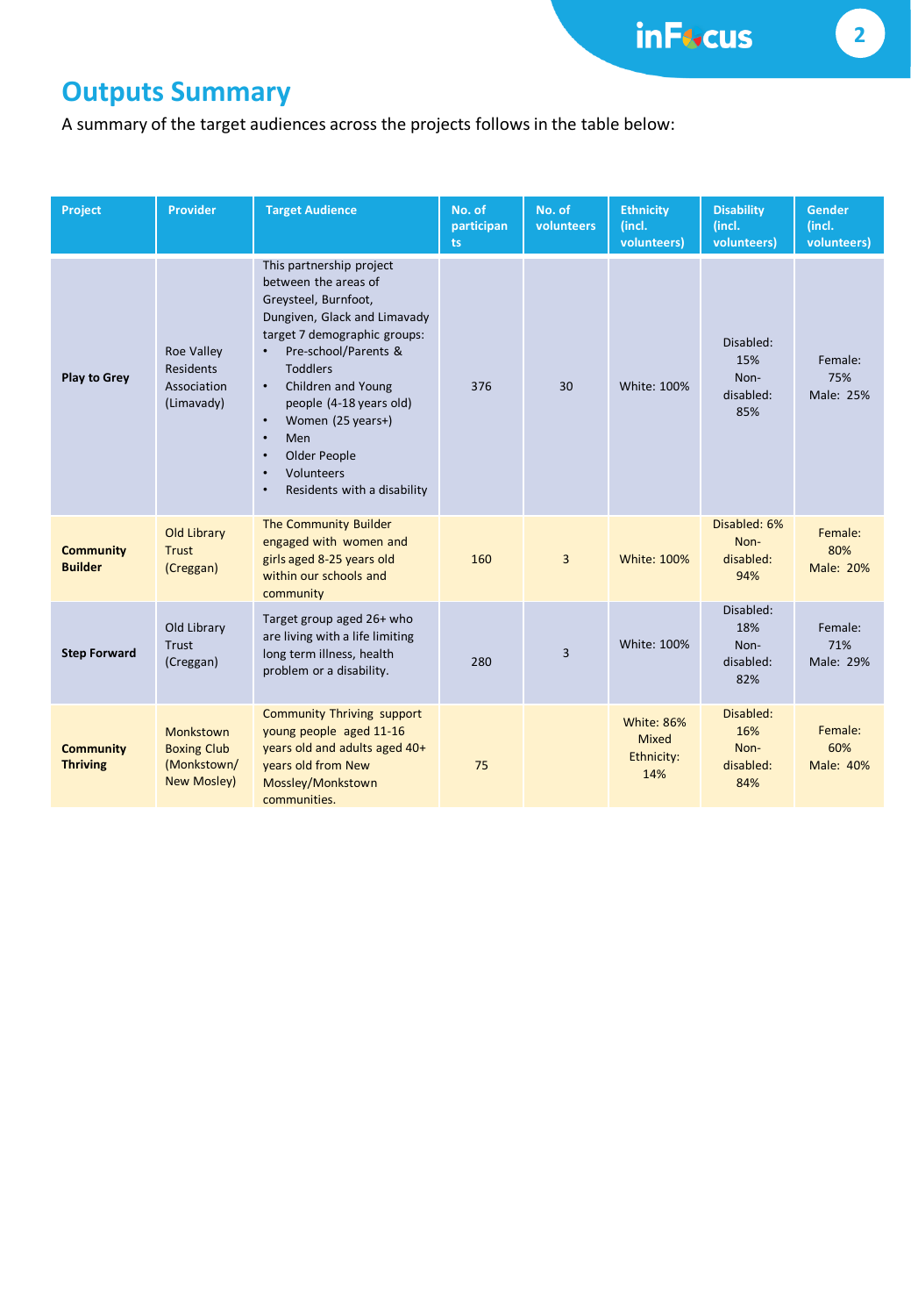## Outputs Summary

A summary of the target audiences across the projects follows in the table below:

| Project | Provider | Target Audience | No. of participants | No. of volunteers | Ethnicity (incl. volunteers) | Disability (incl. volunteers) | Gender (incl. volunteers) |
|---|---|---|---|---|---|---|---|
| **Play to Grey** | Roe Valley Residents Association (Limavady) | This partnership project between the areas of Greysteel, Burnfoot, Dungiven, Glack and Limavady target 7 demographic groups: • Pre-school/Parents & Toddlers • Children and Young people (4-18 years old) • Women (25 years+) • Men • Older People • Volunteers • Residents with a disability | 376 | 30 | White: 100% | Disabled: 15% Non-disabled: 85% | Female: 75% Male: 25% |
| **Community Builder** | Old Library Trust (Creggan) | The Community Builder engaged with women and girls aged 8-25 years old within our schools and community | 160 | 3 | White: 100% | Disabled: 6% Non-disabled: 94% | Female: 80% Male: 20% |
| **Step Forward** | Old Library Trust (Creggan) | Target group aged 26+ who are living with a life limiting long term illness, health problem or a disability. | 280 | 3 | White: 100% | Disabled: 18% Non-disabled: 82% | Female: 71% Male: 29% |
| **Community Thriving** | Monkstown Boxing Club (Monkstown/ New Mosley) | Community Thriving support young people aged 11-16 years old and adults aged 40+ years old from New Mossley/Monkstown communities. | 75 | | White: 86% Mixed Ethnicity: 14% | Disabled: 16% Non-disabled: 84% | Female: 60% Male: 40% |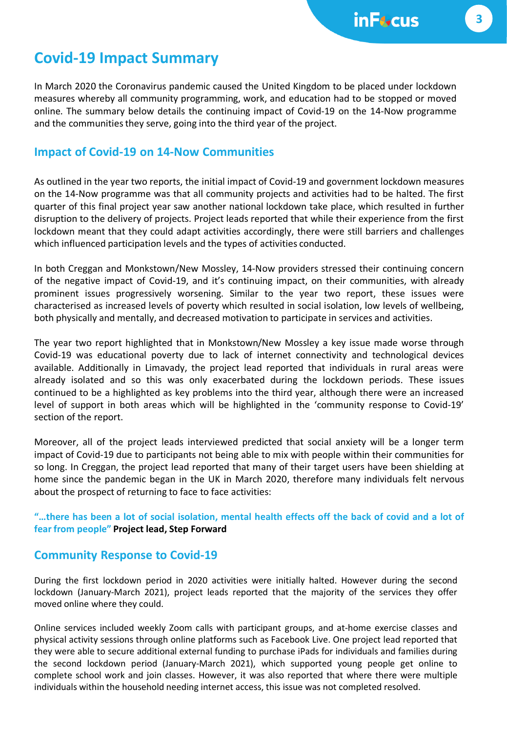# Covid-19 Impact Summary

In March 2020 the Coronavirus pandemic caused the United Kingdom to be placed under lockdown measures whereby all community programming, work, and education had to be stopped or moved online. The summary below details the continuing impact of Covid-19 on the 14-Now programme and the communities they serve, going into the third year of the project.

## Impact of Covid-19 on 14-Now Communities

As outlined in the year two reports, the initial impact of Covid-19 and government lockdown measures on the 14-Now programme was that all community projects and activities had to be halted. The first quarter of this final project year saw another national lockdown take place, which resulted in further disruption to the delivery of projects. Project leads reported that while their experience from the first lockdown meant that they could adapt activities accordingly, there were still barriers and challenges which influenced participation levels and the types of activities conducted.

In both Creggan and Monkstown/New Mossley, 14-Now providers stressed their continuing concern of the negative impact of Covid-19, and it's continuing impact, on their communities, with already prominent issues progressively worsening. Similar to the year two report, these issues were characterised as increased levels of poverty which resulted in social isolation, low levels of wellbeing, both physically and mentally, and decreased motivation to participate in services and activities.

The year two report highlighted that in Monkstown/New Mossley a key issue made worse through Covid-19 was educational poverty due to lack of internet connectivity and technological devices available. Additionally in Limavady, the project lead reported that individuals in rural areas were already isolated and so this was only exacerbated during the lockdown periods. These issues continued to be a highlighted as key problems into the third year, although there were an increased level of support in both areas which will be highlighted in the 'community response to Covid-19' section of the report.

Moreover, all of the project leads interviewed predicted that social anxiety will be a longer term impact of Covid-19 due to participants not being able to mix with people within their communities for so long. In Creggan, the project lead reported that many of their target users have been shielding at home since the pandemic began in the UK in March 2020, therefore many individuals felt nervous about the prospect of returning to face to face activities:

**"…there has been a lot of social isolation, mental health effects off the back of covid and a lot of fear from people" Project lead, Step Forward**

## Community Response to Covid-19

During the first lockdown period in 2020 activities were initially halted. However during the second lockdown (January-March 2021), project leads reported that the majority of the services they offer moved online where they could.

Online services included weekly Zoom calls with participant groups, and at-home exercise classes and physical activity sessions through online platforms such as Facebook Live. One project lead reported that they were able to secure additional external funding to purchase iPads for individuals and families during the second lockdown period (January-March 2021), which supported young people get online to complete school work and join classes. However, it was also reported that where there were multiple individuals within the household needing internet access, this issue was not completed resolved.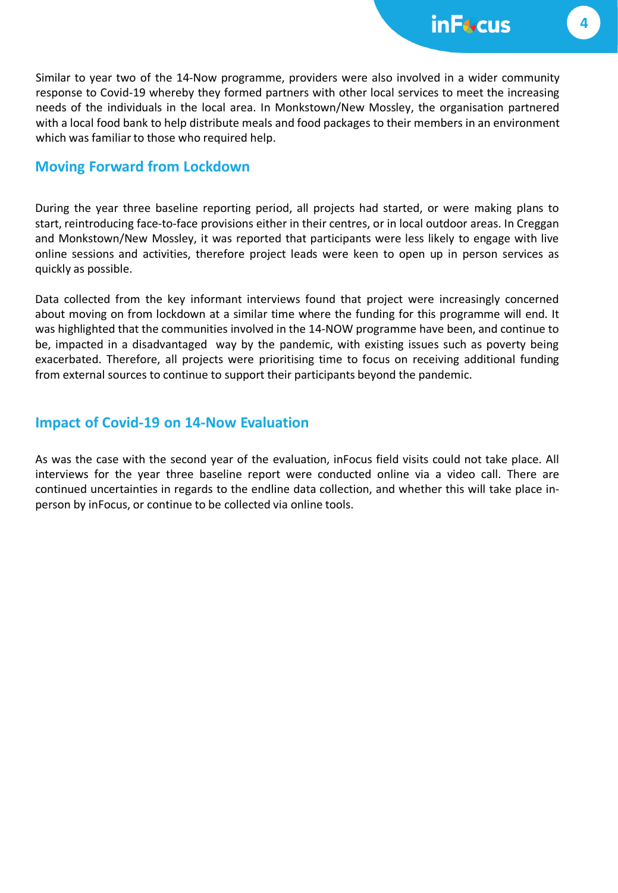Similar to year two of the 14-Now programme, providers were also involved in a wider community response to Covid-19 whereby they formed partners with other local services to meet the increasing needs of the individuals in the local area. In Monkstown/New Mossley, the organisation partnered with a local food bank to help distribute meals and food packages to their members in an environment which was familiar to those who required help.

## Moving Forward from Lockdown

During the year three baseline reporting period, all projects had started, or were making plans to start, reintroducing face-to-face provisions either in their centres, or in local outdoor areas. In Creggan and Monkstown/New Mossley, it was reported that participants were less likely to engage with live online sessions and activities, therefore project leads were keen to open up in person services as quickly as possible.

Data collected from the key informant interviews found that project were increasingly concerned about moving on from lockdown at a similar time where the funding for this programme will end. It was highlighted that the communities involved in the 14-NOW programme have been, and continue to be, impacted in a disadvantaged way by the pandemic, with existing issues such as poverty being exacerbated. Therefore, all projects were prioritising time to focus on receiving additional funding from external sources to continue to support their participants beyond the pandemic.

## Impact of Covid-19 on 14-Now Evaluation

As was the case with the second year of the evaluation, inFocus field visits could not take place. All interviews for the year three baseline report were conducted online via a video call. There are continued uncertainties in regards to the endline data collection, and whether this will take place in-person by inFocus, or continue to be collected via online tools.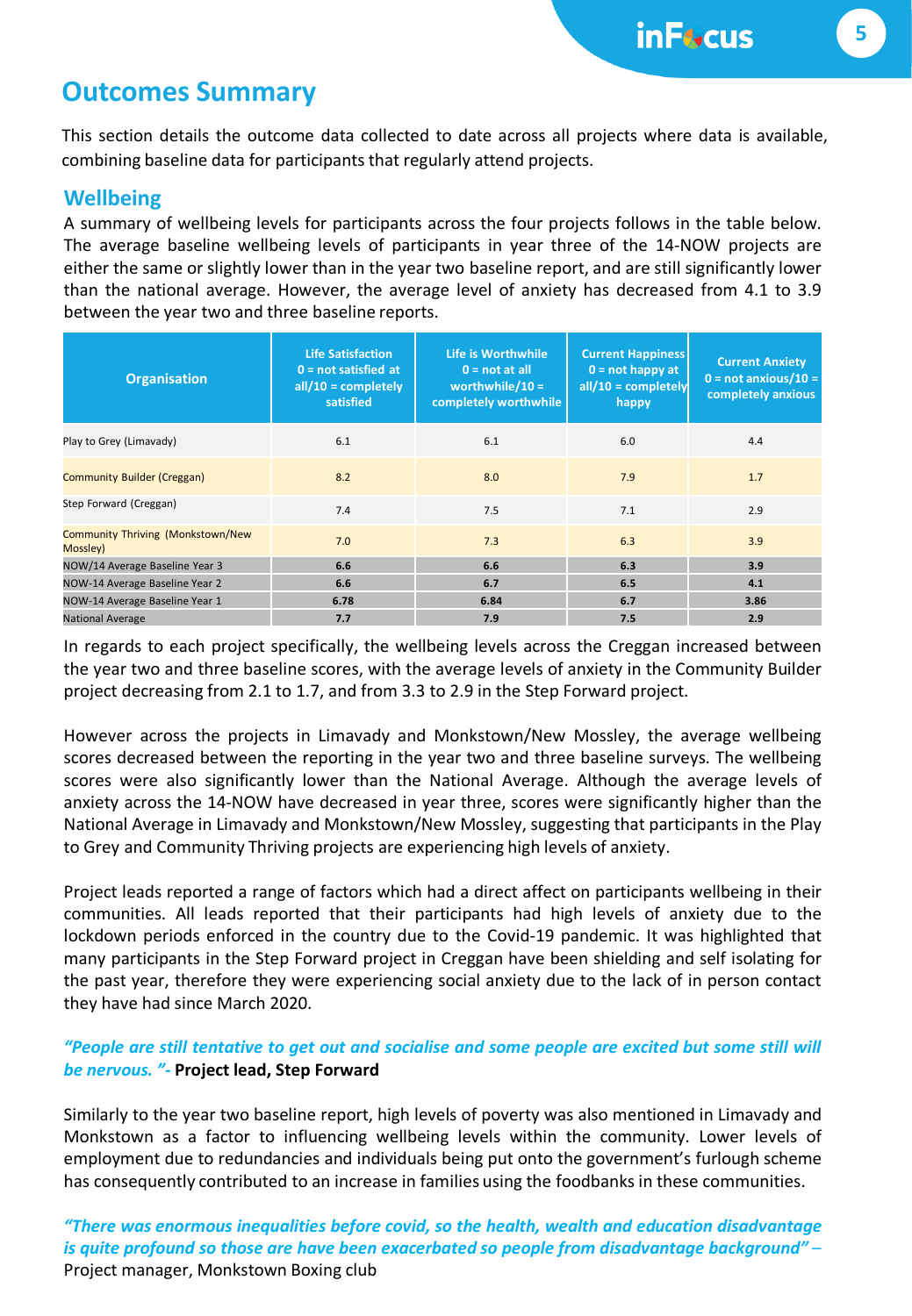## Outcomes Summary

This section details the outcome data collected to date across all projects where data is available, combining baseline data for participants that regularly attend projects.

### Wellbeing

A summary of wellbeing levels for participants across the four projects follows in the table below. The average baseline wellbeing levels of participants in year three of the 14-NOW projects are either the same or slightly lower than in the year two baseline report, and are still significantly lower than the national average. However, the average level of anxiety has decreased from 4.1 to 3.9 between the year two and three baseline reports.

| Organisation | Life Satisfaction 0 = not satisfied at all/10 = completely satisfied | Life is Worthwhile 0 = not at all worthwhile/10 = completely worthwhile | Current Happiness 0 = not happy at all/10 = completely happy | Current Anxiety 0 = not anxious/10 = completely anxious |
|---|---|---|---|---|
| Play to Grey (Limavady) | 6.1 | 6.1 | 6.0 | 4.4 |
| Community Builder (Creggan) | 8.2 | 8.0 | 7.9 | 1.7 |
| Step Forward (Creggan) | 7.4 | 7.5 | 7.1 | 2.9 |
| Community Thriving (Monkstown/New Mossley) | 7.0 | 7.3 | 6.3 | 3.9 |
| NOW/14 Average Baseline Year 3 | **6.6** | **6.6** | **6.3** | **3.9** |
| NOW-14 Average Baseline Year 2 | **6.6** | **6.7** | **6.5** | **4.1** |
| NOW-14 Average Baseline Year 1 | **6.78** | **6.84** | **6.7** | **3.86** |
| National Average | **7.7** | **7.9** | **7.5** | **2.9** |

In regards to each project specifically, the wellbeing levels across the Creggan increased between the year two and three baseline scores, with the average levels of anxiety in the Community Builder project decreasing from 2.1 to 1.7, and from 3.3 to 2.9 in the Step Forward project.

However across the projects in Limavady and Monkstown/New Mossley, the average wellbeing scores decreased between the reporting in the year two and three baseline surveys. The wellbeing scores were also significantly lower than the National Average. Although the average levels of anxiety across the 14-NOW have decreased in year three, scores were significantly higher than the National Average in Limavady and Monkstown/New Mossley, suggesting that participants in the Play to Grey and Community Thriving projects are experiencing high levels of anxiety.

Project leads reported a range of factors which had a direct affect on participants wellbeing in their communities. All leads reported that their participants had high levels of anxiety due to the lockdown periods enforced in the country due to the Covid-19 pandemic. It was highlighted that many participants in the Step Forward project in Creggan have been shielding and self isolating for the past year, therefore they were experiencing social anxiety due to the lack of in person contact they have had since March 2020.

***"People are still tentative to get out and socialise and some people are excited but some still will be nervous. "-*** **Project lead, Step Forward**

Similarly to the year two baseline report, high levels of poverty was also mentioned in Limavady and Monkstown as a factor to influencing wellbeing levels within the community. Lower levels of employment due to redundancies and individuals being put onto the government's furlough scheme has consequently contributed to an increase in families using the foodbanks in these communities.

***"There was enormous inequalities before covid, so the health, wealth and education disadvantage is quite profound so those are have been exacerbated so people from disadvantage background" –*** Project manager, Monkstown Boxing club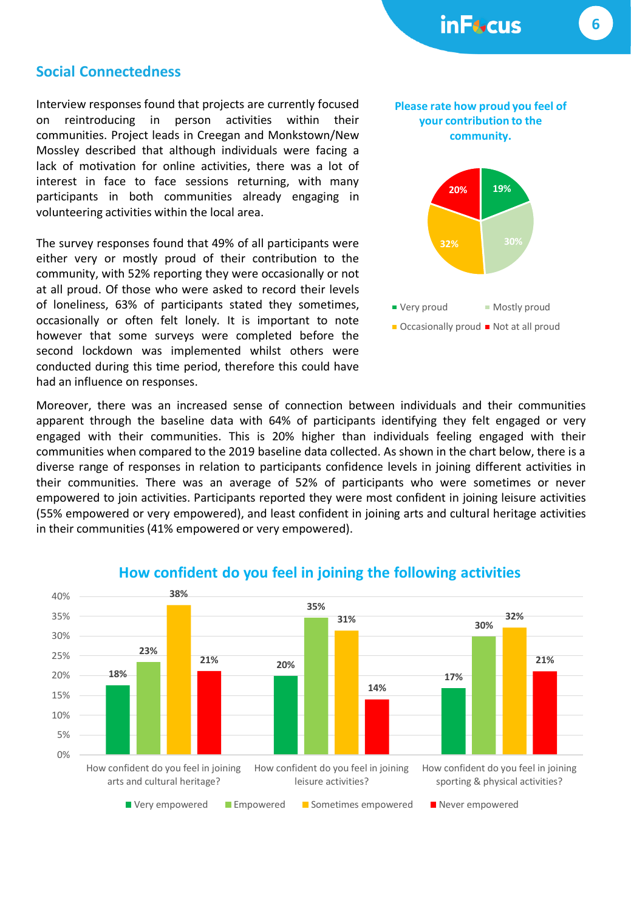## Social Connectedness

Interview responses found that projects are currently focused on reintroducing in person activities within their communities. Project leads in Creegan and Monkstown/New Mossley described that although individuals were facing a lack of motivation for online activities, there was a lot of interest in face to face sessions returning, with many participants in both communities already engaging in volunteering activities within the local area.

The survey responses found that 49% of all participants were either very or mostly proud of their contribution to the community, with 52% reporting they were occasionally or not at all proud. Of those who were asked to record their levels of loneliness, 63% of participants stated they sometimes, occasionally or often felt lonely. It is important to note however that some surveys were completed before the second lockdown was implemented whilst others were conducted during this time period, therefore this could have had an influence on responses.

**Please rate how proud you feel of your contribution to the community.**

| Response | Percentage |
|---|---|
| Very proud | 19% |
| Mostly proud | 30% |
| Occasionally proud | 32% |
| Not at all proud | 20% |

Moreover, there was an increased sense of connection between individuals and their communities apparent through the baseline data with 64% of participants identifying they felt engaged or very engaged with their communities. This is 20% higher than individuals feeling engaged with their communities when compared to the 2019 baseline data collected. As shown in the chart below, there is a diverse range of responses in relation to participants confidence levels in joining different activities in their communities. There was an average of 52% of participants who were sometimes or never empowered to join activities. Participants reported they were most confident in joining leisure activities (55% empowered or very empowered), and least confident in joining arts and cultural heritage activities in their communities (41% empowered or very empowered).

**How confident do you feel in joining the following activities**

| | Very empowered | Empowered | Sometimes empowered | Never empowered |
|---|---|---|---|---|
| How confident do you feel in joining arts and cultural heritage? | 18% | 23% | 38% | 21% |
| How confident do you feel in joining leisure activities? | 20% | 35% | 31% | 14% |
| How confident do you feel in joining sporting & physical activities? | 17% | 30% | 32% | 21% |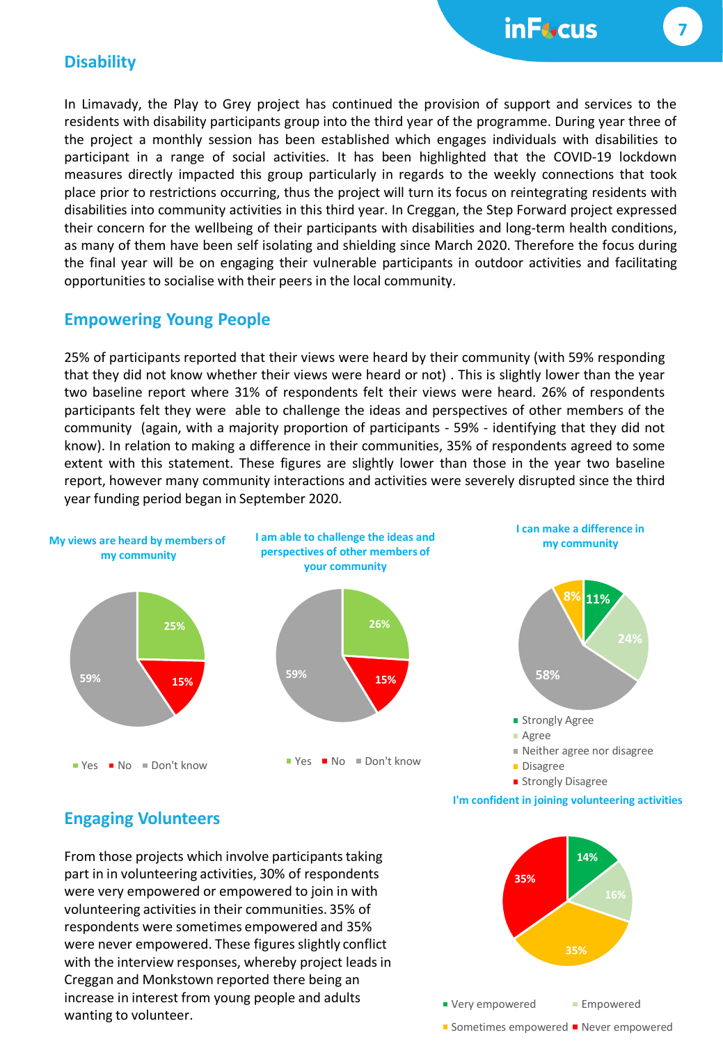## Disability

In Limavady, the Play to Grey project has continued the provision of support and services to the residents with disability participants group into the third year of the programme. During year three of the project a monthly session has been established which engages individuals with disabilities to participant in a range of social activities. It has been highlighted that the COVID-19 lockdown measures directly impacted this group particularly in regards to the weekly connections that took place prior to restrictions occurring, thus the project will turn its focus on reintegrating residents with disabilities into community activities in this third year. In Creggan, the Step Forward project expressed their concern for the wellbeing of their participants with disabilities and long-term health conditions, as many of them have been self isolating and shielding since March 2020. Therefore the focus during the final year will be on engaging their vulnerable participants in outdoor activities and facilitating opportunities to socialise with their peers in the local community.

## Empowering Young People

25% of participants reported that their views were heard by their community (with 59% responding that they did not know whether their views were heard or not) . This is slightly lower than the year two baseline report where 31% of respondents felt their views were heard. 26% of respondents participants felt they were able to challenge the ideas and perspectives of other members of the community (again, with a majority proportion of participants - 59% - identifying that they did not know). In relation to making a difference in their communities, 35% of respondents agreed to some extent with this statement. These figures are slightly lower than those in the year two baseline report, however many community interactions and activities were severely disrupted since the third year funding period began in September 2020.

**My views are heard by members of my community**

| Response | % |
|---|---|
| Yes | 25% |
| No | 15% |
| Don't know | 59% |

**I am able to challenge the ideas and perspectives of other members of your community**

| Response | % |
|---|---|
| Yes | 26% |
| No | 15% |
| Don't know | 59% |

**I can make a difference in my community**

| Response | % |
|---|---|
| Strongly Agree | 11% |
| Agree | 24% |
| Neither agree nor disagree | 58% |
| Disagree | 8% |
| Strongly Disagree | |

## Engaging Volunteers

From those projects which involve participants taking part in in volunteering activities, 30% of respondents were very empowered or empowered to join in with volunteering activities in their communities. 35% of respondents were sometimes empowered and 35% were never empowered. These figures slightly conflict with the interview responses, whereby project leads in Creggan and Monkstown reported there being an increase in interest from young people and adults wanting to volunteer.

**I'm confident in joining volunteering activities**

| Response | % |
|---|---|
| Very empowered | 14% |
| Empowered | 16% |
| Sometimes empowered | 35% |
| Never empowered | 35% |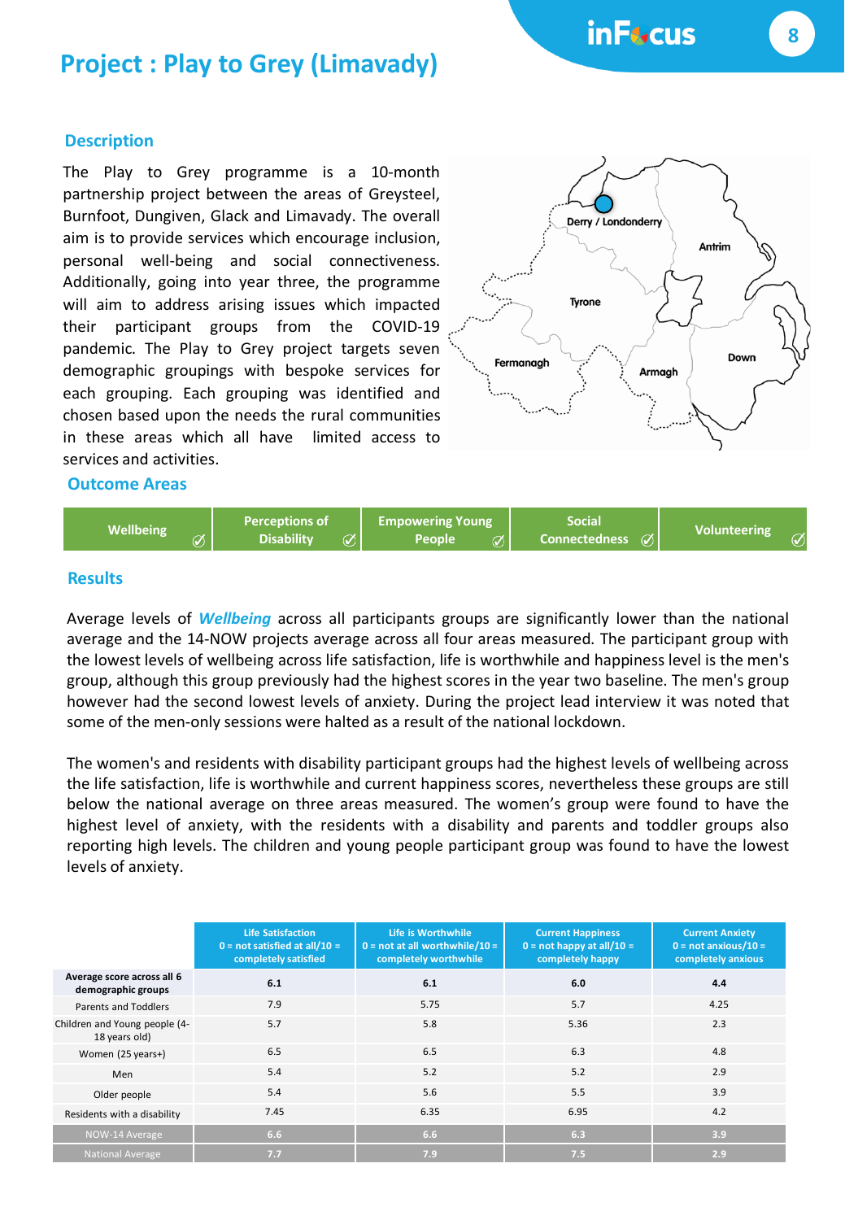# Project : Play to Grey (Limavady)

## Description

The Play to Grey programme is a 10-month partnership project between the areas of Greysteel, Burnfoot, Dungiven, Glack and Limavady. The overall aim is to provide services which encourage inclusion, personal well-being and social connectiveness. Additionally, going into year three, the programme will aim to address arising issues which impacted their participant groups from the COVID-19 pandemic. The Play to Grey project targets seven demographic groupings with bespoke services for each grouping. Each grouping was identified and chosen based upon the needs the rural communities in these areas which all have limited access to services and activities.

## Outcome Areas

| Wellbeing | Perceptions of Disability | Empowering Young People | Social Connectedness | Volunteering |
|---|---|---|---|---|

## Results

Average levels of ***Wellbeing*** across all participants groups are significantly lower than the national average and the 14-NOW projects average across all four areas measured. The participant group with the lowest levels of wellbeing across life satisfaction, life is worthwhile and happiness level is the men's group, although this group previously had the highest scores in the year two baseline. The men's group however had the second lowest levels of anxiety. During the project lead interview it was noted that some of the men-only sessions were halted as a result of the national lockdown.

The women's and residents with disability participant groups had the highest levels of wellbeing across the life satisfaction, life is worthwhile and current happiness scores, nevertheless these groups are still below the national average on three areas measured. The women’s group were found to have the highest level of anxiety, with the residents with a disability and parents and toddler groups also reporting high levels. The children and young people participant group was found to have the lowest levels of anxiety.

| | Life Satisfaction 0 = not satisfied at all/10 = completely satisfied | Life is Worthwhile 0 = not at all worthwhile/10 = completely worthwhile | Current Happiness 0 = not happy at all/10 = completely happy | Current Anxiety 0 = not anxious/10 = completely anxious |
|---|---|---|---|---|
| **Average score across all 6 demographic groups** | **6.1** | **6.1** | **6.0** | **4.4** |
| Parents and Toddlers | 7.9 | 5.75 | 5.7 | 4.25 |
| Children and Young people (4-18 years old) | 5.7 | 5.8 | 5.36 | 2.3 |
| Women (25 years+) | 6.5 | 6.5 | 6.3 | 4.8 |
| Men | 5.4 | 5.2 | 5.2 | 2.9 |
| Older people | 5.4 | 5.6 | 5.5 | 3.9 |
| Residents with a disability | 7.45 | 6.35 | 6.95 | 4.2 |
| NOW-14 Average | **6.6** | **6.6** | **6.3** | **3.9** |
| National Average | **7.7** | **7.9** | **7.5** | **2.9** |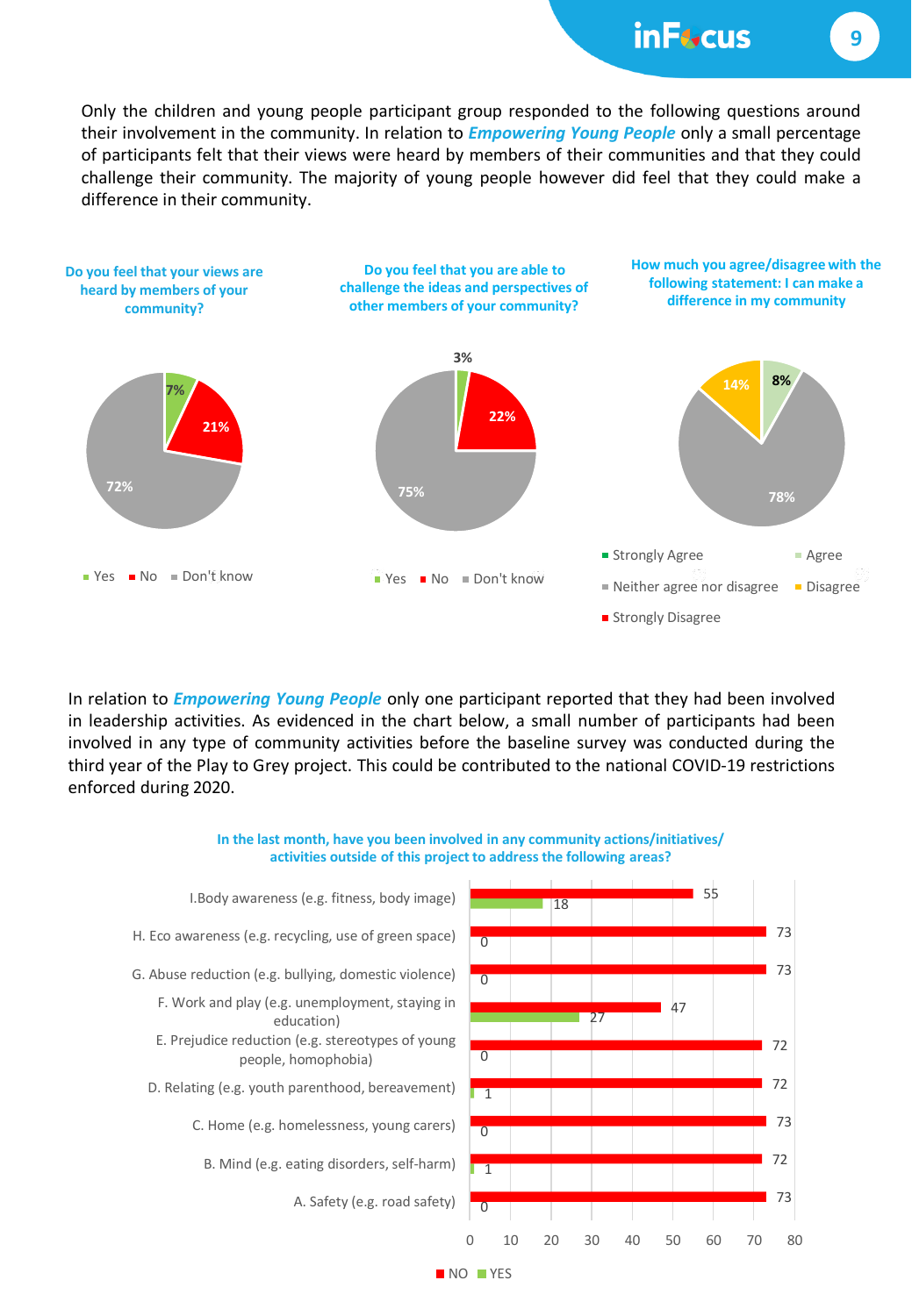Only the children and young people participant group responded to the following questions around their involvement in the community. In relation to ***Empowering Young People*** only a small percentage of participants felt that their views were heard by members of their communities and that they could challenge their community. The majority of young people however did feel that they could make a difference in their community.

**Do you feel that your views are heard by members of your community?**

| Response | % |
|---|---|
| Yes | 7% |
| No | 21% |
| Don't know | 72% |

**Do you feel that you are able to challenge the ideas and perspectives of other members of your community?**

| Response | % |
|---|---|
| Yes | 3% |
| No | 22% |
| Don't know | 75% |

**How much you agree/disagree with the following statement: I can make a difference in my community**

| Response | % |
|---|---|
| Strongly Agree | |
| Agree | 8% |
| Neither agree nor disagree | 78% |
| Disagree | 14% |
| Strongly Disagree | |

In relation to ***Empowering Young People*** only one participant reported that they had been involved in leadership activities. As evidenced in the chart below, a small number of participants had been involved in any type of community activities before the baseline survey was conducted during the third year of the Play to Grey project. This could be contributed to the national COVID-19 restrictions enforced during 2020.

**In the last month, have you been involved in any community actions/initiatives/ activities outside of this project to address the following areas?**

| Area | NO | YES |
|---|---|---|
| I. Body awareness (e.g. fitness, body image) | 55 | 18 |
| H. Eco awareness (e.g. recycling, use of green space) | 73 | 0 |
| G. Abuse reduction (e.g. bullying, domestic violence) | 73 | 0 |
| F. Work and play (e.g. unemployment, staying in education) | 47 | 27 |
| E. Prejudice reduction (e.g. stereotypes of young people, homophobia) | 72 | 0 |
| D. Relating (e.g. youth parenthood, bereavement) | 72 | 1 |
| C. Home (e.g. homelessness, young carers) | 73 | 0 |
| B. Mind (e.g. eating disorders, self-harm) | 72 | 1 |
| A. Safety (e.g. road safety) | 73 | 0 |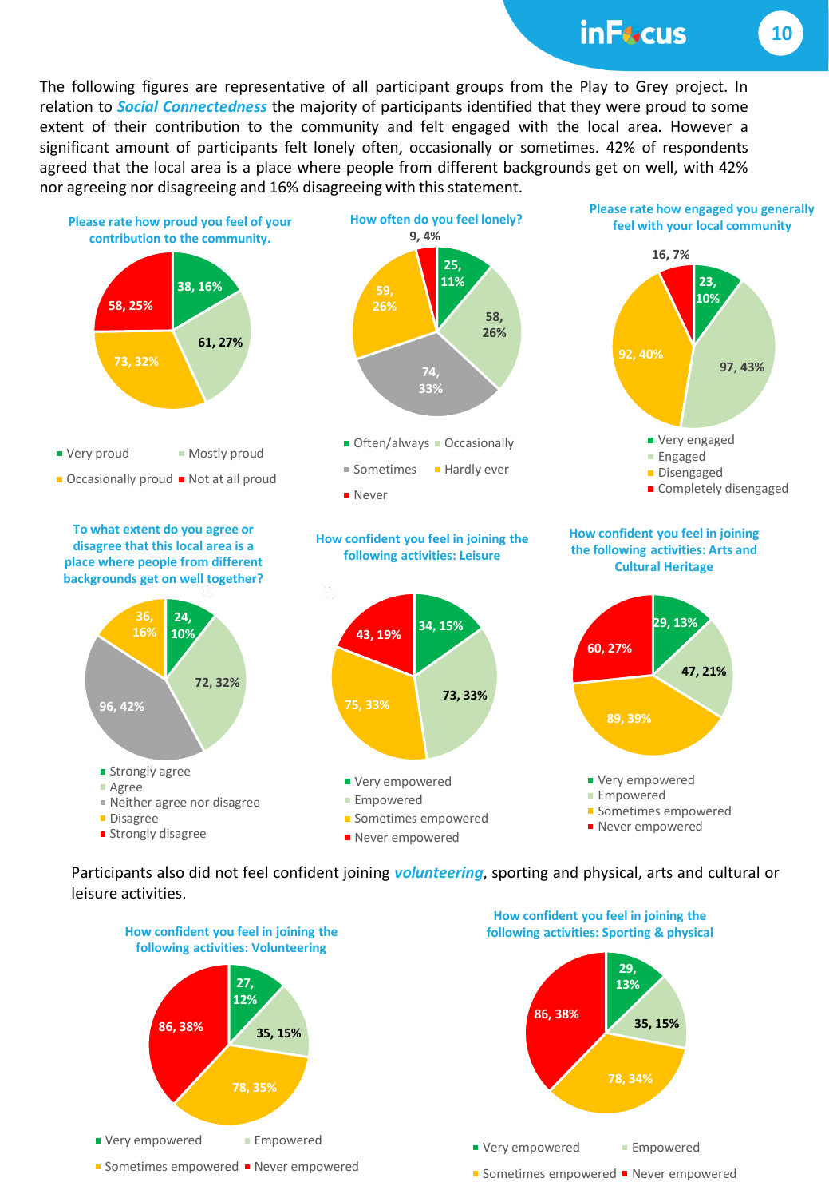The following figures are representative of all participant groups from the Play to Grey project. In relation to ***Social Connectedness*** the majority of participants identified that they were proud to some extent of their contribution to the community and felt engaged with the local area. However a significant amount of participants felt lonely often, occasionally or sometimes. 42% of respondents agreed that the local area is a place where people from different backgrounds get on well, with 42% nor agreeing nor disagreeing and 16% disagreeing with this statement.

**Please rate how proud you feel of your contribution to the community.**

| Response | Count, % |
|---|---|
| Very proud | 38, 16% |
| Mostly proud | 61, 27% |
| Occasionally proud | 73, 32% |
| Not at all proud | 58, 25% |

**How often do you feel lonely?**

| Response | Count, % |
|---|---|
| Often/always | 25, 11% |
| Occasionally | 58, 26% |
| Sometimes | 74, 33% |
| Hardly ever | 59, 26% |
| Never | 9, 4% |

**Please rate how engaged you generally feel with your local community**

| Response | Count, % |
|---|---|
| Very engaged | 23, 10% |
| Engaged | 97, 43% |
| Disengaged | 92, 40% |
| Completely disengaged | 16, 7% |

**To what extent do you agree or disagree that this local area is a place where people from different backgrounds get on well together?**

| Response | Count, % |
|---|---|
| Strongly agree | 24, 10% |
| Agree | 72, 32% |
| Neither agree nor disagree | 96, 42% |
| Disagree | 36, 16% |
| Strongly disagree | |

**How confident you feel in joining the following activities: Leisure**

| Response | Count, % |
|---|---|
| Very empowered | 34, 15% |
| Empowered | 73, 33% |
| Sometimes empowered | 75, 33% |
| Never empowered | 43, 19% |

**How confident you feel in joining the following activities: Arts and Cultural Heritage**

| Response | Count, % |
|---|---|
| Very empowered | 29, 13% |
| Empowered | 47, 21% |
| Sometimes empowered | 89, 39% |
| Never empowered | 60, 27% |

Participants also did not feel confident joining ***volunteering***, sporting and physical, arts and cultural or leisure activities.

**How confident you feel in joining the following activities: Volunteering**

| Response | Count, % |
|---|---|
| Very empowered | 27, 12% |
| Empowered | 35, 15% |
| Sometimes empowered | 78, 35% |
| Never empowered | 86, 38% |

**How confident you feel in joining the following activities: Sporting & physical**

| Response | Count, % |
|---|---|
| Very empowered | 29, 13% |
| Empowered | 35, 15% |
| Sometimes empowered | 78, 34% |
| Never empowered | 86, 38% |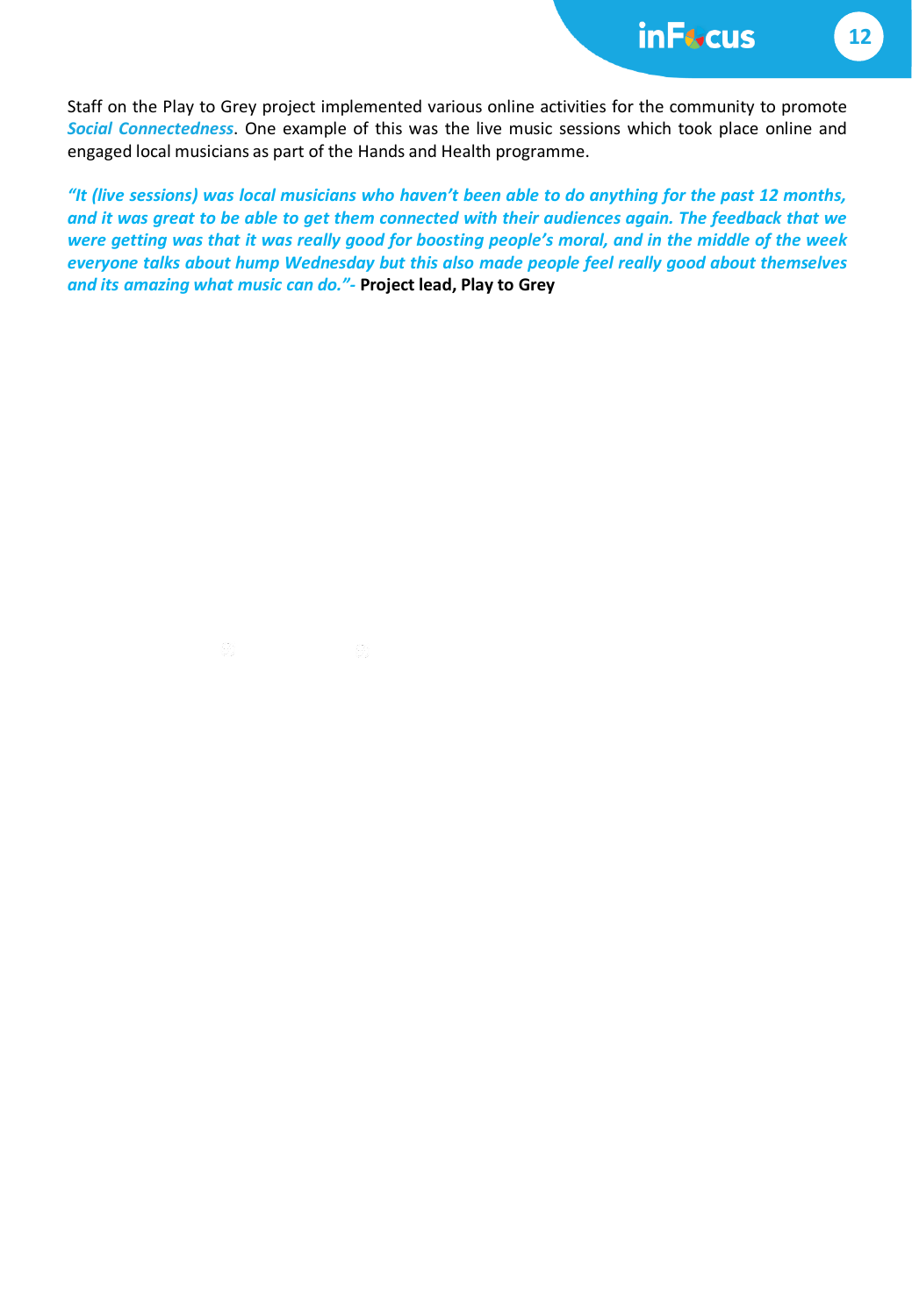Staff on the Play to Grey project implemented various online activities for the community to promote ***Social Connectedness***. One example of this was the live music sessions which took place online and engaged local musicians as part of the Hands and Health programme.

***"It (live sessions) was local musicians who haven't been able to do anything for the past 12 months, and it was great to be able to get them connected with their audiences again. The feedback that we were getting was that it was really good for boosting people's moral, and in the middle of the week everyone talks about hump Wednesday but this also made people feel really good about themselves and its amazing what music can do."-*** **Project lead, Play to Grey**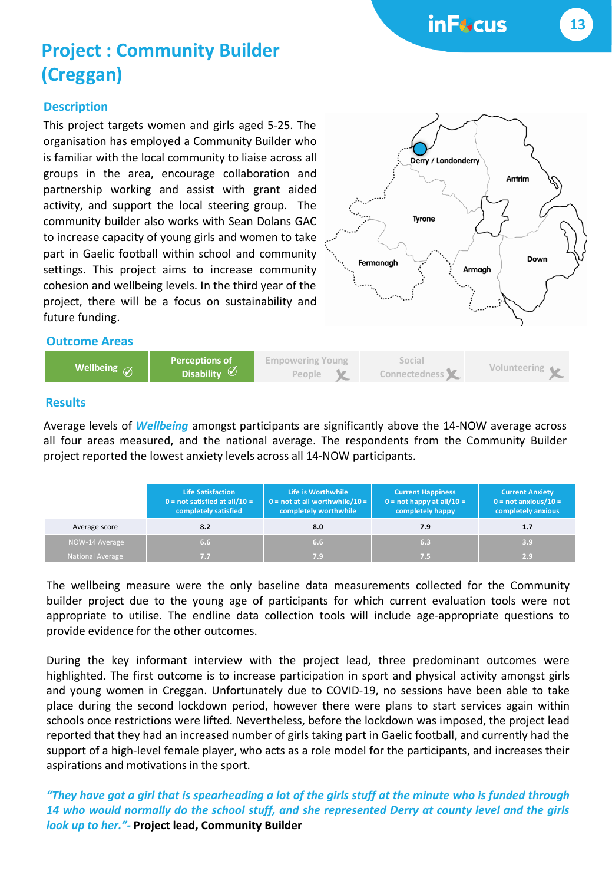# Project : Community Builder (Creggan)

## Description

This project targets women and girls aged 5-25. The organisation has employed a Community Builder who is familiar with the local community to liaise across all groups in the area, encourage collaboration and partnership working and assist with grant aided activity, and support the local steering group. The community builder also works with Sean Dolans GAC to increase capacity of young girls and women to take part in Gaelic football within school and community settings. This project aims to increase community cohesion and wellbeing levels. In the third year of the project, there will be a focus on sustainability and future funding.

## Outcome Areas

| Wellbeing ✓ | Perceptions of Disability ✓ | Empowering Young People ✗ | Social Connectedness ✗ | Volunteering ✗ |
|---|---|---|---|---|

## Results

Average levels of ***Wellbeing*** amongst participants are significantly above the 14-NOW average across all four areas measured, and the national average. The respondents from the Community Builder project reported the lowest anxiety levels across all 14-NOW participants.

| | Life Satisfaction 0 = not satisfied at all/10 = completely satisfied | Life is Worthwhile 0 = not at all worthwhile/10 = completely worthwhile | Current Happiness 0 = not happy at all/10 = completely happy | Current Anxiety 0 = not anxious/10 = completely anxious |
|---|---|---|---|---|
| Average score | 8.2 | 8.0 | 7.9 | 1.7 |
| NOW-14 Average | 6.6 | 6.6 | 6.3 | 3.9 |
| National Average | 7.7 | 7.9 | 7.5 | 2.9 |

The wellbeing measure were the only baseline data measurements collected for the Community builder project due to the young age of participants for which current evaluation tools were not appropriate to utilise. The endline data collection tools will include age-appropriate questions to provide evidence for the other outcomes.

During the key informant interview with the project lead, three predominant outcomes were highlighted. The first outcome is to increase participation in sport and physical activity amongst girls and young women in Creggan. Unfortunately due to COVID-19, no sessions have been able to take place during the second lockdown period, however there were plans to start services again within schools once restrictions were lifted. Nevertheless, before the lockdown was imposed, the project lead reported that they had an increased number of girls taking part in Gaelic football, and currently had the support of a high-level female player, who acts as a role model for the participants, and increases their aspirations and motivations in the sport.

***"They have got a girl that is spearheading a lot of the girls stuff at the minute who is funded through 14 who would normally do the school stuff, and she represented Derry at county level and the girls look up to her."-*** **Project lead, Community Builder**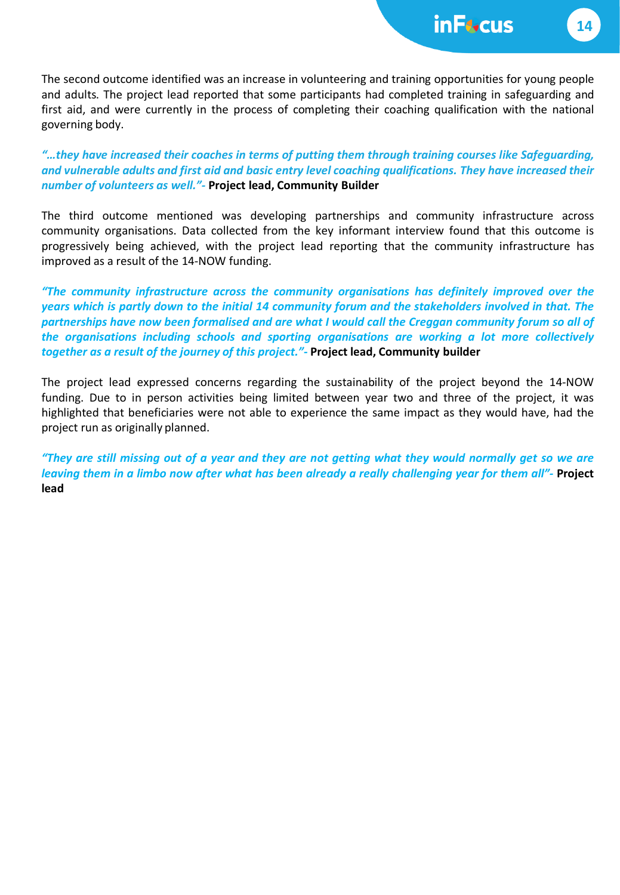The second outcome identified was an increase in volunteering and training opportunities for young people and adults. The project lead reported that some participants had completed training in safeguarding and first aid, and were currently in the process of completing their coaching qualification with the national governing body.

*"…they have increased their coaches in terms of putting them through training courses like Safeguarding, and vulnerable adults and first aid and basic entry level coaching qualifications. They have increased their number of volunteers as well."-* **Project lead, Community Builder**

The third outcome mentioned was developing partnerships and community infrastructure across community organisations. Data collected from the key informant interview found that this outcome is progressively being achieved, with the project lead reporting that the community infrastructure has improved as a result of the 14-NOW funding.

*"The community infrastructure across the community organisations has definitely improved over the years which is partly down to the initial 14 community forum and the stakeholders involved in that. The partnerships have now been formalised and are what I would call the Creggan community forum so all of the organisations including schools and sporting organisations are working a lot more collectively together as a result of the journey of this project."-* **Project lead, Community builder**

The project lead expressed concerns regarding the sustainability of the project beyond the 14-NOW funding. Due to in person activities being limited between year two and three of the project, it was highlighted that beneficiaries were not able to experience the same impact as they would have, had the project run as originally planned.

*"They are still missing out of a year and they are not getting what they would normally get so we are leaving them in a limbo now after what has been already a really challenging year for them all"-* **Project lead**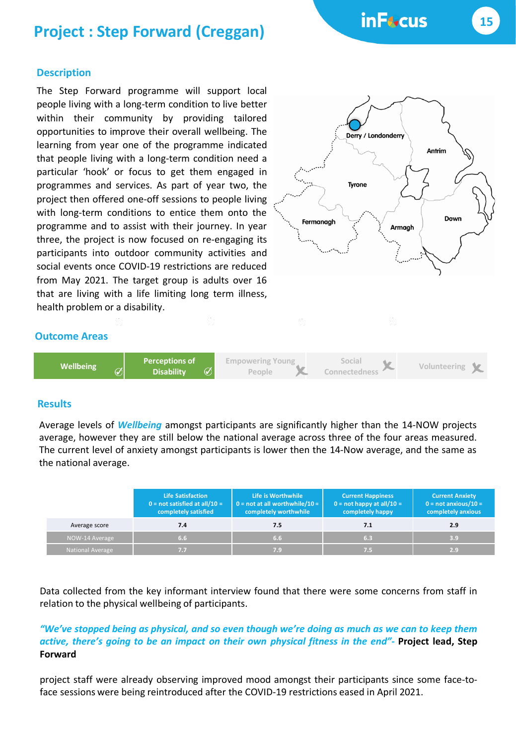# Project : Step Forward (Creggan)

## Description

The Step Forward programme will support local people living with a long-term condition to live better within their community by providing tailored opportunities to improve their overall wellbeing. The learning from year one of the programme indicated that people living with a long-term condition need a particular 'hook' or focus to get them engaged in programmes and services. As part of year two, the project then offered one-off sessions to people living with long-term conditions to entice them onto the programme and to assist with their journey. In year three, the project is now focused on re-engaging its participants into outdoor community activities and social events once COVID-19 restrictions are reduced from May 2021. The target group is adults over 16 that are living with a life limiting long term illness, health problem or a disability.

Derry / Londonderry

Antrim

Tyrone

Fermanagh

Armagh

Down

## Outcome Areas

| Wellbeing ✓ | Perceptions of Disability ✓ | Empowering Young People ✗ | Social Connectedness ✗ | Volunteering ✗ |
|---|---|---|---|---|

## Results

Average levels of ***Wellbeing*** amongst participants are significantly higher than the 14-NOW projects average, however they are still below the national average across three of the four areas measured. The current level of anxiety amongst participants is lower then the 14-Now average, and the same as the national average.

| | Life Satisfaction 0 = not satisfied at all/10 = completely satisfied | Life is Worthwhile 0 = not at all worthwhile/10 = completely worthwhile | Current Happiness 0 = not happy at all/10 = completely happy | Current Anxiety 0 = not anxious/10 = completely anxious |
|---|---|---|---|---|
| Average score | 7.4 | 7.5 | 7.1 | 2.9 |
| NOW-14 Average | 6.6 | 6.6 | 6.3 | 3.9 |
| National Average | 7.7 | 7.9 | 7.5 | 2.9 |

Data collected from the key informant interview found that there were some concerns from staff in relation to the physical wellbeing of participants.

*"We've stopped being as physical, and so even though we're doing as much as we can to keep them active, there's going to be an impact on their own physical fitness in the end"-* **Project lead, Step Forward**

project staff were already observing improved mood amongst their participants since some face-to-face sessions were being reintroduced after the COVID-19 restrictions eased in April 2021.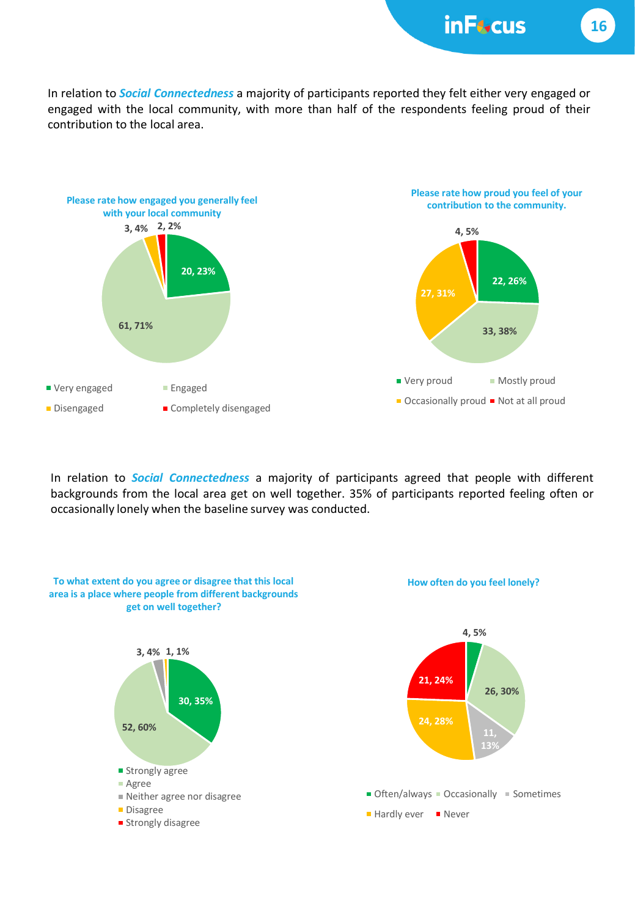In relation to ***Social Connectedness*** a majority of participants reported they felt either very engaged or engaged with the local community, with more than half of the respondents feeling proud of their contribution to the local area.

**Please rate how engaged you generally feel with your local community**

| Response | Count | Percentage |
|---|---|---|
| Very engaged | 20 | 23% |
| Engaged | 61 | 71% |
| Disengaged | 3 | 4% |
| Completely disengaged | 2 | 2% |

**Please rate how proud you feel of your contribution to the community.**

| Response | Count | Percentage |
|---|---|---|
| Very proud | 22 | 26% |
| Mostly proud | 33 | 38% |
| Occasionally proud | 27 | 31% |
| Not at all proud | 4 | 5% |

In relation to ***Social Connectedness*** a majority of participants agreed that people with different backgrounds from the local area get on well together. 35% of participants reported feeling often or occasionally lonely when the baseline survey was conducted.

**To what extent do you agree or disagree that this local area is a place where people from different backgrounds get on well together?**

| Response | Count | Percentage |
|---|---|---|
| Strongly agree | 30 | 35% |
| Agree | 52 | 60% |
| Neither agree nor disagree | 3 | 4% |
| Disagree | 1 | 1% |
| Strongly disagree | | |

**How often do you feel lonely?**

| Response | Count | Percentage |
|---|---|---|
| Often/always | 4 | 5% |
| Occasionally | 26 | 30% |
| Sometimes | 11 | 13% |
| Hardly ever | 24 | 28% |
| Never | 21 | 24% |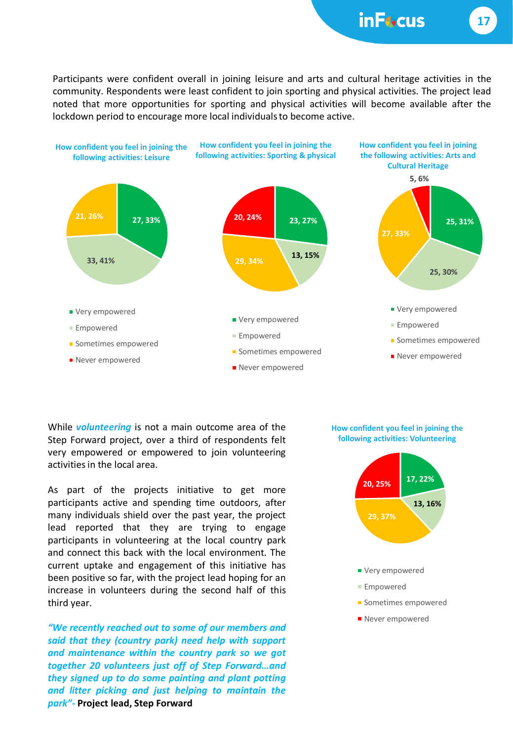Participants were confident overall in joining leisure and arts and cultural heritage activities in the community. Respondents were least confident to join sporting and physical activities. The project lead noted that more opportunities for sporting and physical activities will become available after the lockdown period to encourage more local individuals to become active.

**How confident you feel in joining the following activities: Leisure**

| Response | Count, % |
|---|---|
| Very empowered | 27, 33% |
| Empowered | 33, 41% |
| Sometimes empowered | 21, 26% |
| Never empowered | |

**How confident you feel in joining the following activities: Sporting & physical**

| Response | Count, % |
|---|---|
| Very empowered | 23, 27% |
| Empowered | 13, 15% |
| Sometimes empowered | 29, 34% |
| Never empowered | 20, 24% |

**How confident you feel in joining the following activities: Arts and Cultural Heritage**

| Response | Count, % |
|---|---|
| Very empowered | 25, 31% |
| Empowered | 25, 30% |
| Sometimes empowered | 27, 33% |
| Never empowered | 5, 6% |

While ***volunteering*** is not a main outcome area of the Step Forward project, over a third of respondents felt very empowered or empowered to join volunteering activities in the local area.

As part of the projects initiative to get more participants active and spending time outdoors, after many individuals shield over the past year, the project lead reported that they are trying to engage participants in volunteering at the local country park and connect this back with the local environment. The current uptake and engagement of this initiative has been positive so far, with the project lead hoping for an increase in volunteers during the second half of this third year.

***"We recently reached out to some of our members and said that they (country park) need help with support and maintenance within the country park so we got together 20 volunteers just off of Step Forward…and they signed up to do some painting and plant potting and litter picking and just helping to maintain the park"-*** **Project lead, Step Forward**

**How confident you feel in joining the following activities: Volunteering**

| Response | Count, % |
|---|---|
| Very empowered | 17, 22% |
| Empowered | 13, 16% |
| Sometimes empowered | 29, 37% |
| Never empowered | 20, 25% |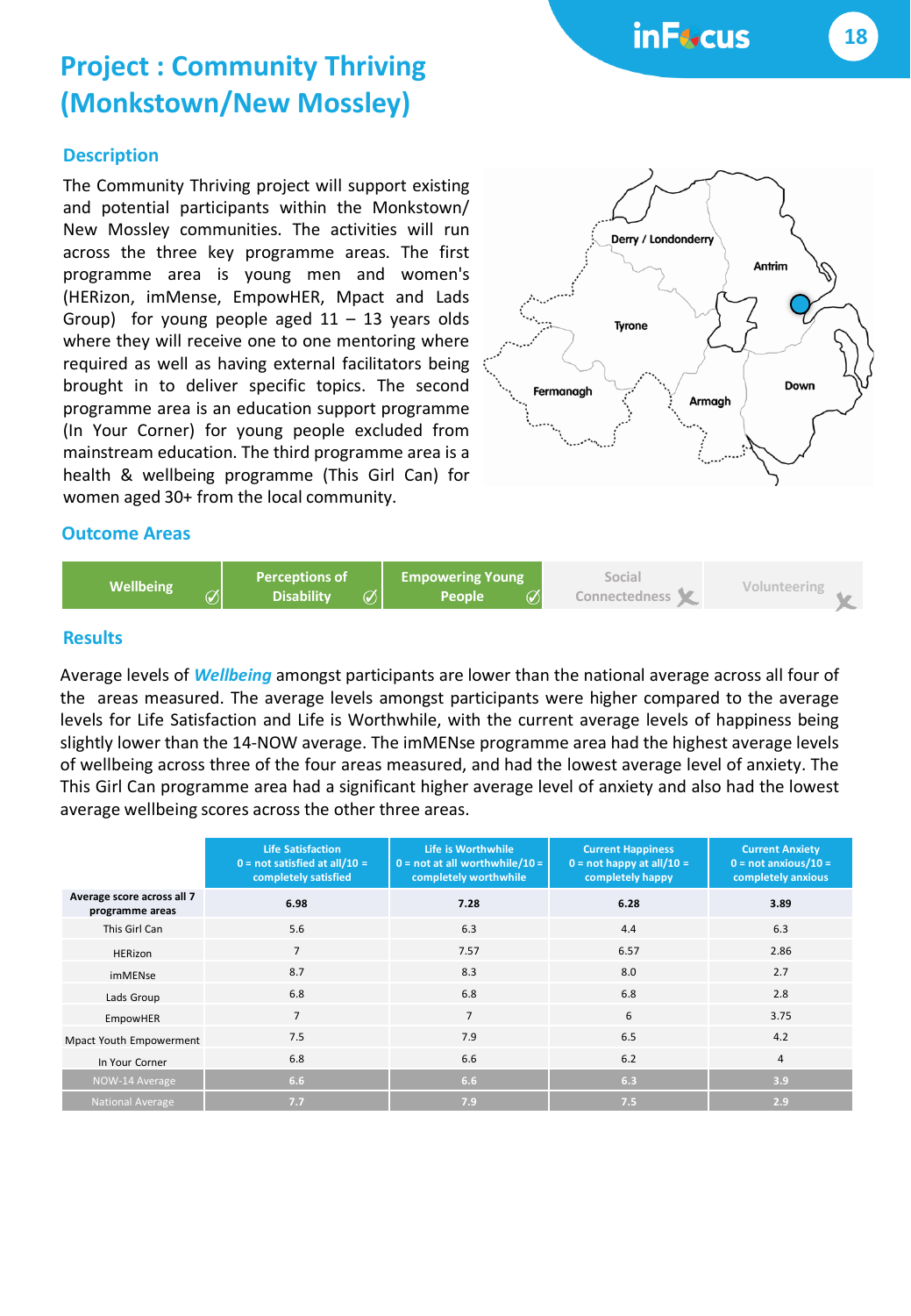# Project : Community Thriving (Monkstown/New Mossley)

## Description

The Community Thriving project will support existing and potential participants within the Monkstown/ New Mossley communities. The activities will run across the three key programme areas. The first programme area is young men and women's (HERizon, imMense, EmpowHER, Mpact and Lads Group) for young people aged 11 – 13 years olds where they will receive one to one mentoring where required as well as having external facilitators being brought in to deliver specific topics. The second programme area is an education support programme (In Your Corner) for young people excluded from mainstream education. The third programme area is a health & wellbeing programme (This Girl Can) for women aged 30+ from the local community.

## Outcome Areas

| Wellbeing ✓ | Perceptions of Disability ✓ | Empowering Young People ✓ | Social Connectedness ✗ | Volunteering ✗ |
|---|---|---|---|---|

## Results

Average levels of ***Wellbeing*** amongst participants are lower than the national average across all four of the areas measured. The average levels amongst participants were higher compared to the average levels for Life Satisfaction and Life is Worthwhile, with the current average levels of happiness being slightly lower than the 14-NOW average. The imMENse programme area had the highest average levels of wellbeing across three of the four areas measured, and had the lowest average level of anxiety. The This Girl Can programme area had a significant higher average level of anxiety and also had the lowest average wellbeing scores across the other three areas.

| | Life Satisfaction 0 = not satisfied at all/10 = completely satisfied | Life is Worthwhile 0 = not at all worthwhile/10 = completely worthwhile | Current Happiness 0 = not happy at all/10 = completely happy | Current Anxiety 0 = not anxious/10 = completely anxious |
|---|---|---|---|---|
| **Average score across all 7 programme areas** | **6.98** | **7.28** | **6.28** | **3.89** |
| This Girl Can | 5.6 | 6.3 | 4.4 | 6.3 |
| HERizon | 7 | 7.57 | 6.57 | 2.86 |
| imMENse | 8.7 | 8.3 | 8.0 | 2.7 |
| Lads Group | 6.8 | 6.8 | 6.8 | 2.8 |
| EmpowHER | 7 | 7 | 6 | 3.75 |
| Mpact Youth Empowerment | 7.5 | 7.9 | 6.5 | 4.2 |
| In Your Corner | 6.8 | 6.6 | 6.2 | 4 |
| NOW-14 Average | 6.6 | 6.6 | 6.3 | 3.9 |
| National Average | 7.7 | 7.9 | 7.5 | 2.9 |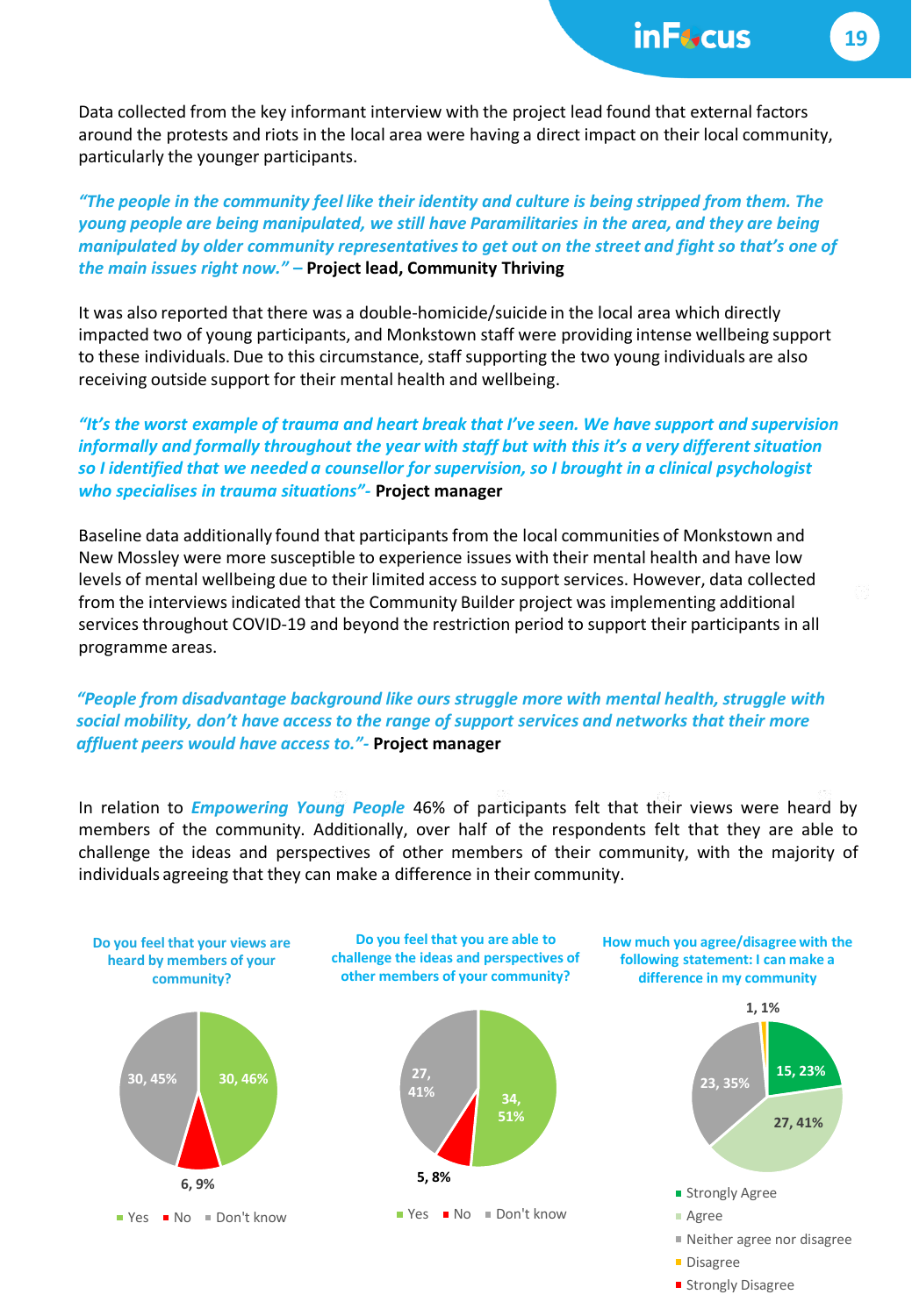Data collected from the key informant interview with the project lead found that external factors around the protests and riots in the local area were having a direct impact on their local community, particularly the younger participants.

*"The people in the community feel like their identity and culture is being stripped from them. The young people are being manipulated, we still have Paramilitaries in the area, and they are being manipulated by older community representatives to get out on the street and fight so that's one of the main issues right now." –* **Project lead, Community Thriving**

It was also reported that there was a double-homicide/suicide in the local area which directly impacted two of young participants, and Monkstown staff were providing intense wellbeing support to these individuals. Due to this circumstance, staff supporting the two young individuals are also receiving outside support for their mental health and wellbeing.

*"It's the worst example of trauma and heart break that I've seen. We have support and supervision informally and formally throughout the year with staff but with this it's a very different situation so I identified that we needed a counsellor for supervision, so I brought in a clinical psychologist who specialises in trauma situations"-* **Project manager**

Baseline data additionally found that participants from the local communities of Monkstown and New Mossley were more susceptible to experience issues with their mental health and have low levels of mental wellbeing due to their limited access to support services. However, data collected from the interviews indicated that the Community Builder project was implementing additional services throughout COVID-19 and beyond the restriction period to support their participants in all programme areas.

*"People from disadvantage background like ours struggle more with mental health, struggle with social mobility, don't have access to the range of support services and networks that their more affluent peers would have access to."-* **Project manager**

In relation to ***Empowering Young People*** 46% of participants felt that their views were heard by members of the community. Additionally, over half of the respondents felt that they are able to challenge the ideas and perspectives of other members of their community, with the majority of individuals agreeing that they can make a difference in their community.

**Do you feel that your views are heard by members of your community?**

| Response | Count | % |
|---|---|---|
| Yes | 30 | 46% |
| No | 6 | 9% |
| Don't know | 30 | 45% |

**Do you feel that you are able to challenge the ideas and perspectives of other members of your community?**

| Response | Count | % |
|---|---|---|
| Yes | 34 | 51% |
| No | 5 | 8% |
| Don't know | 27 | 41% |

**How much you agree/disagree with the following statement: I can make a difference in my community**

| Response | Count | % |
|---|---|---|
| Strongly Agree | 15 | 23% |
| Agree | 27 | 41% |
| Neither agree nor disagree | 23 | 35% |
| Disagree | 1 | 1% |
| Strongly Disagree | | |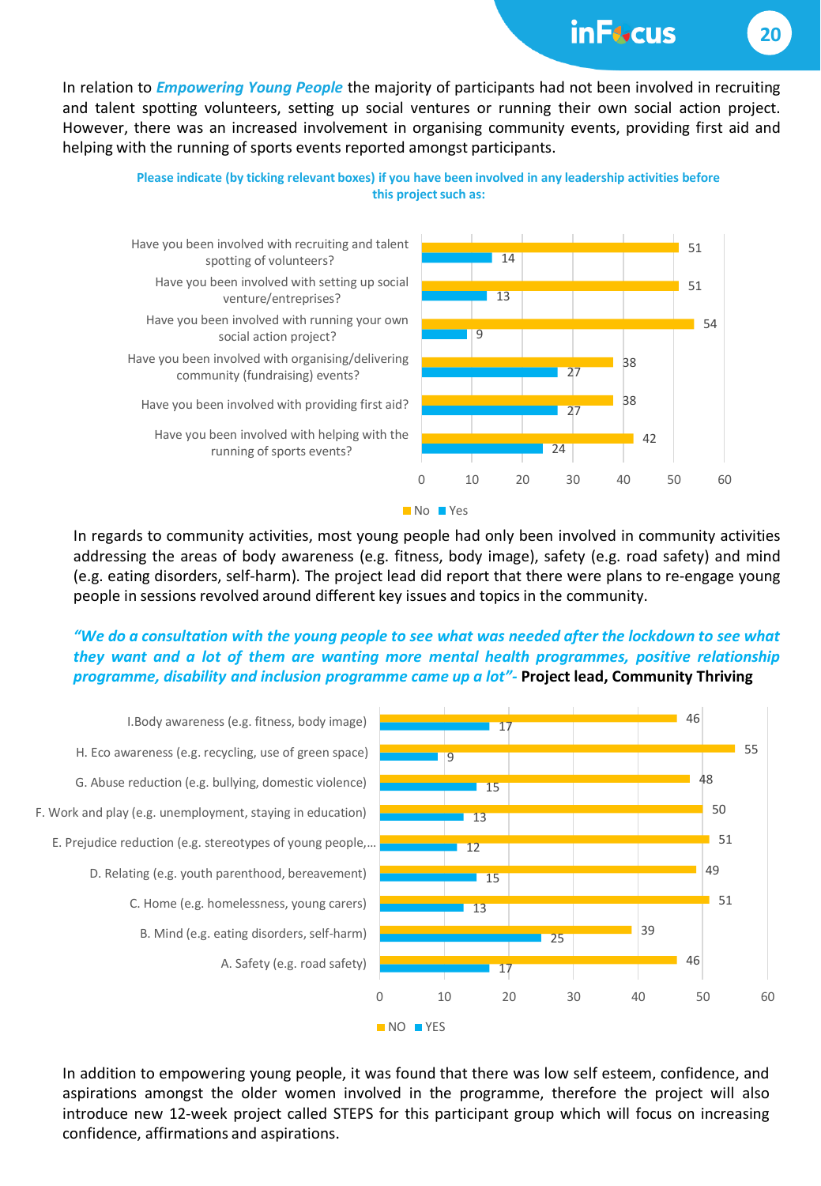In relation to ***Empowering Young People*** the majority of participants had not been involved in recruiting and talent spotting volunteers, setting up social ventures or running their own social action project. However, there was an increased involvement in organising community events, providing first aid and helping with the running of sports events reported amongst participants.

**Please indicate (by ticking relevant boxes) if you have been involved in any leadership activities before this project such as:**

| | No | Yes |
|---|---|---|
| Have you been involved with recruiting and talent spotting of volunteers? | 51 | 14 |
| Have you been involved with setting up social venture/entreprises? | 51 | 13 |
| Have you been involved with running your own social action project? | 54 | 9 |
| Have you been involved with organising/delivering community (fundraising) events? | 38 | 27 |
| Have you been involved with providing first aid? | 38 | 27 |
| Have you been involved with helping with the running of sports events? | 42 | 24 |

In regards to community activities, most young people had only been involved in community activities addressing the areas of body awareness (e.g. fitness, body image), safety (e.g. road safety) and mind (e.g. eating disorders, self-harm). The project lead did report that there were plans to re-engage young people in sessions revolved around different key issues and topics in the community.

*"We do a consultation with the young people to see what was needed after the lockdown to see what they want and a lot of them are wanting more mental health programmes, positive relationship programme, disability and inclusion programme came up a lot"-* **Project lead, Community Thriving**

| | NO | YES |
|---|---|---|
| I.Body awareness (e.g. fitness, body image) | 46 | 17 |
| H. Eco awareness (e.g. recycling, use of green space) | 55 | 9 |
| G. Abuse reduction (e.g. bullying, domestic violence) | 48 | 15 |
| F. Work and play (e.g. unemployment, staying in education) | 50 | 13 |
| E. Prejudice reduction (e.g. stereotypes of young people,… | 51 | 12 |
| D. Relating (e.g. youth parenthood, bereavement) | 49 | 15 |
| C. Home (e.g. homelessness, young carers) | 51 | 13 |
| B. Mind (e.g. eating disorders, self-harm) | 39 | 25 |
| A. Safety (e.g. road safety) | 46 | 17 |

In addition to empowering young people, it was found that there was low self esteem, confidence, and aspirations amongst the older women involved in the programme, therefore the project will also introduce new 12-week project called STEPS for this participant group which will focus on increasing confidence, affirmations and aspirations.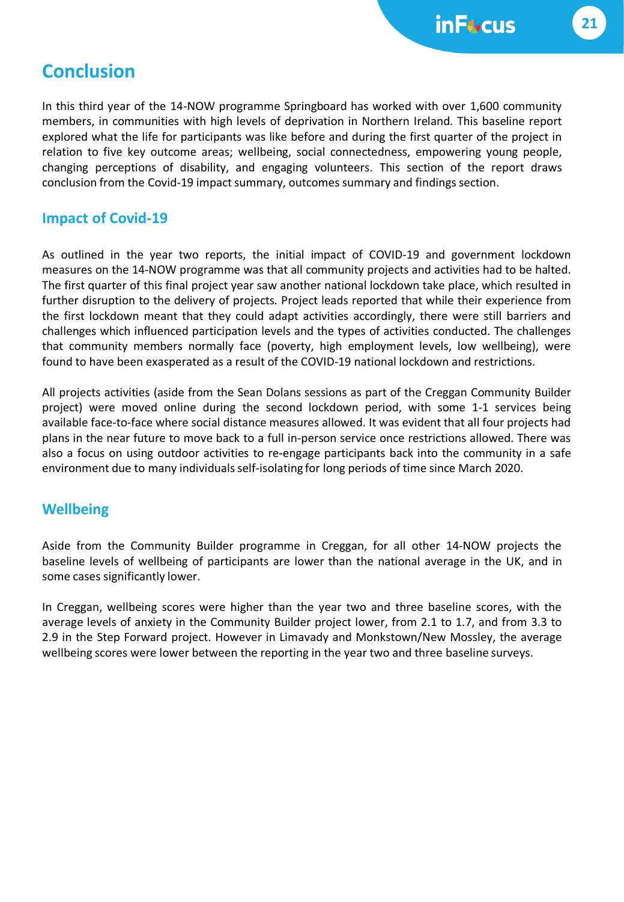# Conclusion

In this third year of the 14-NOW programme Springboard has worked with over 1,600 community members, in communities with high levels of deprivation in Northern Ireland. This baseline report explored what the life for participants was like before and during the first quarter of the project in relation to five key outcome areas; wellbeing, social connectedness, empowering young people, changing perceptions of disability, and engaging volunteers. This section of the report draws conclusion from the Covid-19 impact summary, outcomes summary and findings section.

## Impact of Covid-19

As outlined in the year two reports, the initial impact of COVID-19 and government lockdown measures on the 14-NOW programme was that all community projects and activities had to be halted. The first quarter of this final project year saw another national lockdown take place, which resulted in further disruption to the delivery of projects. Project leads reported that while their experience from the first lockdown meant that they could adapt activities accordingly, there were still barriers and challenges which influenced participation levels and the types of activities conducted. The challenges that community members normally face (poverty, high employment levels, low wellbeing), were found to have been exasperated as a result of the COVID-19 national lockdown and restrictions.

All projects activities (aside from the Sean Dolans sessions as part of the Creggan Community Builder project) were moved online during the second lockdown period, with some 1-1 services being available face-to-face where social distance measures allowed. It was evident that all four projects had plans in the near future to move back to a full in-person service once restrictions allowed. There was also a focus on using outdoor activities to re-engage participants back into the community in a safe environment due to many individuals self-isolating for long periods of time since March 2020.

## Wellbeing

Aside from the Community Builder programme in Creggan, for all other 14-NOW projects the baseline levels of wellbeing of participants are lower than the national average in the UK, and in some cases significantly lower.

In Creggan, wellbeing scores were higher than the year two and three baseline scores, with the average levels of anxiety in the Community Builder project lower, from 2.1 to 1.7, and from 3.3 to 2.9 in the Step Forward project. However in Limavady and Monkstown/New Mossley, the average wellbeing scores were lower between the reporting in the year two and three baseline surveys.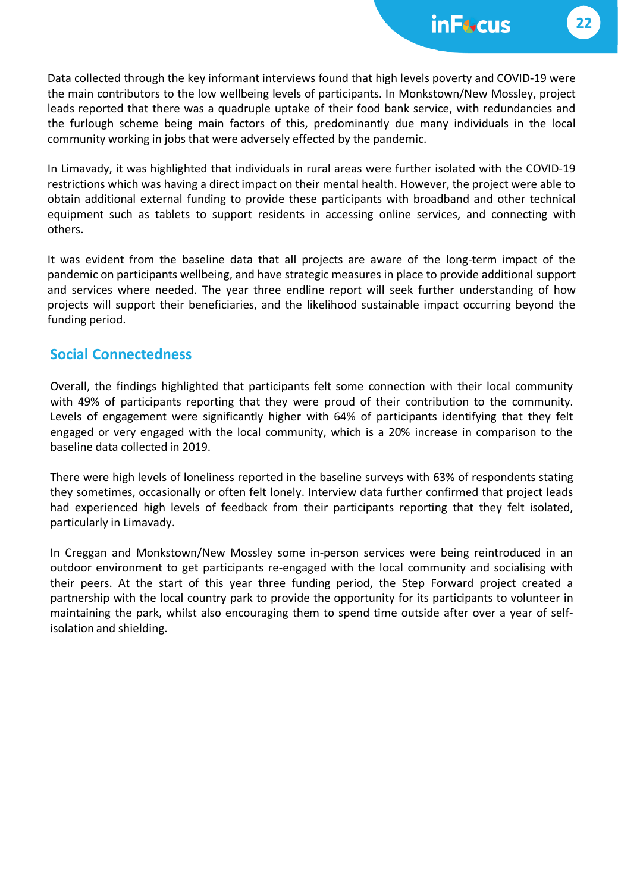Data collected through the key informant interviews found that high levels poverty and COVID-19 were the main contributors to the low wellbeing levels of participants. In Monkstown/New Mossley, project leads reported that there was a quadruple uptake of their food bank service, with redundancies and the furlough scheme being main factors of this, predominantly due many individuals in the local community working in jobs that were adversely effected by the pandemic.

In Limavady, it was highlighted that individuals in rural areas were further isolated with the COVID-19 restrictions which was having a direct impact on their mental health. However, the project were able to obtain additional external funding to provide these participants with broadband and other technical equipment such as tablets to support residents in accessing online services, and connecting with others.

It was evident from the baseline data that all projects are aware of the long-term impact of the pandemic on participants wellbeing, and have strategic measures in place to provide additional support and services where needed. The year three endline report will seek further understanding of how projects will support their beneficiaries, and the likelihood sustainable impact occurring beyond the funding period.

## Social Connectedness

Overall, the findings highlighted that participants felt some connection with their local community with 49% of participants reporting that they were proud of their contribution to the community. Levels of engagement were significantly higher with 64% of participants identifying that they felt engaged or very engaged with the local community, which is a 20% increase in comparison to the baseline data collected in 2019.

There were high levels of loneliness reported in the baseline surveys with 63% of respondents stating they sometimes, occasionally or often felt lonely. Interview data further confirmed that project leads had experienced high levels of feedback from their participants reporting that they felt isolated, particularly in Limavady.

In Creggan and Monkstown/New Mossley some in-person services were being reintroduced in an outdoor environment to get participants re-engaged with the local community and socialising with their peers. At the start of this year three funding period, the Step Forward project created a partnership with the local country park to provide the opportunity for its participants to volunteer in maintaining the park, whilst also encouraging them to spend time outside after over a year of self-isolation and shielding.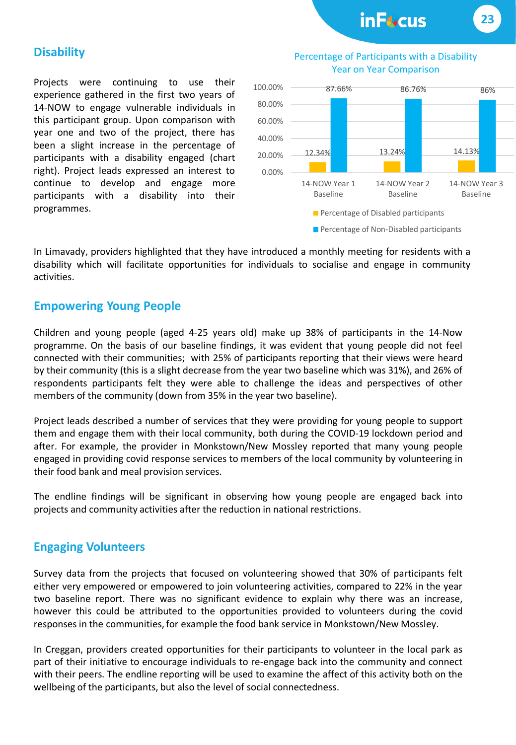## Disability

Projects were continuing to use their experience gathered in the first two years of 14-NOW to engage vulnerable individuals in this participant group. Upon comparison with year one and two of the project, there has been a slight increase in the percentage of participants with a disability engaged (chart right). Project leads expressed an interest to continue to develop and engage more participants with a disability into their programmes.

Percentage of Participants with a Disability
Year on Year Comparison

100.00%
80.00%
60.00%
40.00%
20.00%
0.00%

87.66%
12.34%
14-NOW Year 1 Baseline

86.76%
13.24%
14-NOW Year 2 Baseline

86%
14.13%
14-NOW Year 3 Baseline

Percentage of Disabled participants
Percentage of Non-Disabled participants

In Limavady, providers highlighted that they have introduced a monthly meeting for residents with a disability which will facilitate opportunities for individuals to socialise and engage in community activities.

## Empowering Young People

Children and young people (aged 4-25 years old) make up 38% of participants in the 14-Now programme. On the basis of our baseline findings, it was evident that young people did not feel connected with their communities; with 25% of participants reporting that their views were heard by their community (this is a slight decrease from the year two baseline which was 31%), and 26% of respondents participants felt they were able to challenge the ideas and perspectives of other members of the community (down from 35% in the year two baseline).

Project leads described a number of services that they were providing for young people to support them and engage them with their local community, both during the COVID-19 lockdown period and after. For example, the provider in Monkstown/New Mossley reported that many young people engaged in providing covid response services to members of the local community by volunteering in their food bank and meal provision services.

The endline findings will be significant in observing how young people are engaged back into projects and community activities after the reduction in national restrictions.

## Engaging Volunteers

Survey data from the projects that focused on volunteering showed that 30% of participants felt either very empowered or empowered to join volunteering activities, compared to 22% in the year two baseline report. There was no significant evidence to explain why there was an increase, however this could be attributed to the opportunities provided to volunteers during the covid responses in the communities, for example the food bank service in Monkstown/New Mossley.

In Creggan, providers created opportunities for their participants to volunteer in the local park as part of their initiative to encourage individuals to re-engage back into the community and connect with their peers. The endline reporting will be used to examine the affect of this activity both on the wellbeing of the participants, but also the level of social connectedness.